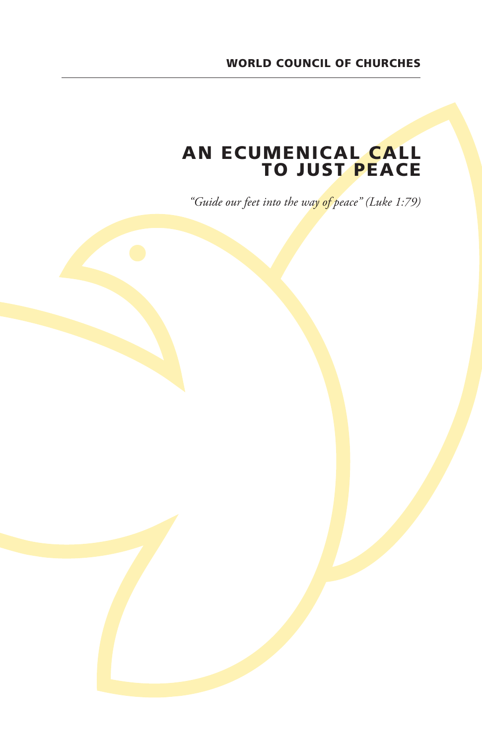WORLD COUNCIL OF CHURCHES

# AN ECUMENICAL CALL TO JUST PEACE

*"Guide our feet into the way of peace" (Luke 1:79)*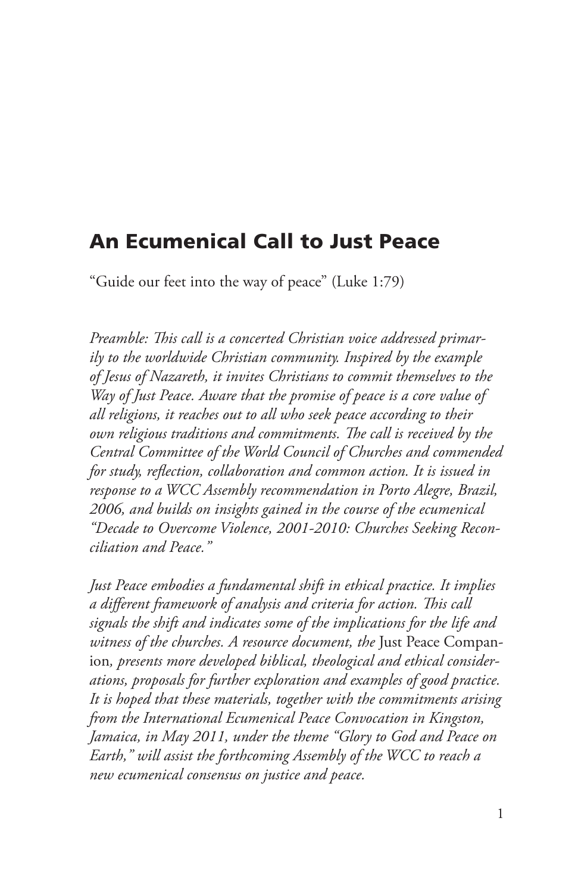# An Ecumenical Call to Just Peace

"Guide our feet into the way of peace" (Luke 1:79)

*Preamble: This call is a concerted Christian voice addressed primarily to the worldwide Christian community. Inspired by the example of Jesus of Nazareth, it invites Christians to commit themselves to the Way of Just Peace. Aware that the promise of peace is a core value of all religions, it reaches out to all who seek peace according to their own religious traditions and commitments. The call is received by the Central Committee of the World Council of Churches and commended for study, reflection, collaboration and common action. It is issued in response to a WCC Assembly recommendation in Porto Alegre, Brazil, 2006, and builds on insights gained in the course of the ecumenical "Decade to Overcome Violence, 2001-2010: Churches Seeking Reconciliation and Peace."*

*Just Peace embodies a fundamental shift in ethical practice. It implies a different framework of analysis and criteria for action. This call signals the shift and indicates some of the implications for the life and witness of the churches. A resource document, the* Just Peace Companion*, presents more developed biblical, theological and ethical considerations, proposals for further exploration and examples of good practice. It is hoped that these materials, together with the commitments arising from the International Ecumenical Peace Convocation in Kingston, Jamaica, in May 2011, under the theme "Glory to God and Peace on Earth," will assist the forthcoming Assembly of the WCC to reach a new ecumenical consensus on justice and peace.*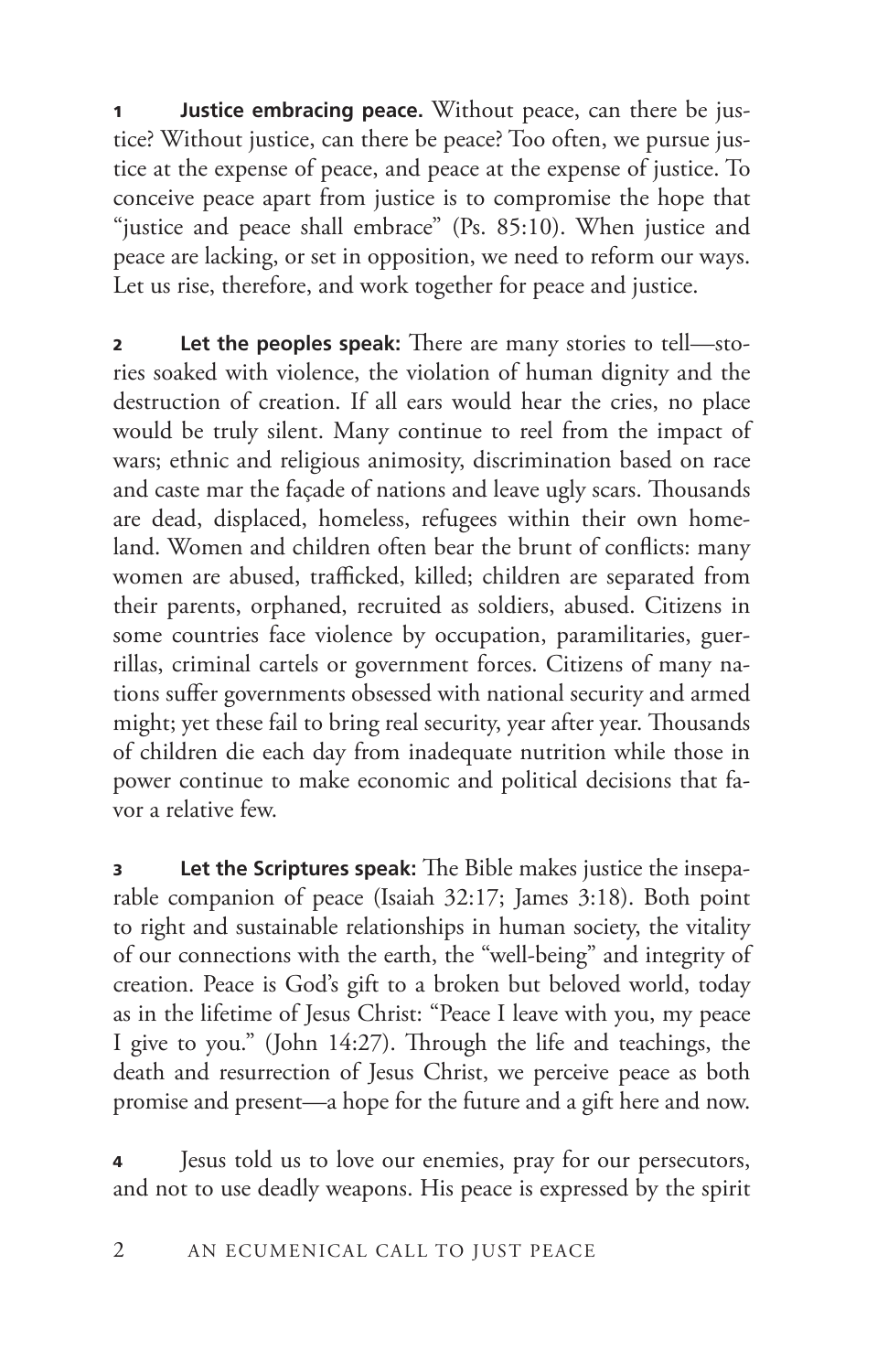**1** **Justice embracing peace.** Without peace, can there be justice? Without justice, can there be peace? Too often, we pursue justice at the expense of peace, and peace at the expense of justice. To conceive peace apart from justice is to compromise the hope that "justice and peace shall embrace" (Ps. 85:10). When justice and peace are lacking, or set in opposition, we need to reform our ways. Let us rise, therefore, and work together for peace and justice.

**2** **Let the peoples speak:** There are many stories to tell—stories soaked with violence, the violation of human dignity and the destruction of creation. If all ears would hear the cries, no place would be truly silent. Many continue to reel from the impact of wars; ethnic and religious animosity, discrimination based on race and caste mar the façade of nations and leave ugly scars. Thousands are dead, displaced, homeless, refugees within their own homeland. Women and children often bear the brunt of conflicts: many women are abused, trafficked, killed; children are separated from their parents, orphaned, recruited as soldiers, abused. Citizens in some countries face violence by occupation, paramilitaries, guerrillas, criminal cartels or government forces. Citizens of many nations suffer governments obsessed with national security and armed might; yet these fail to bring real security, year after year. Thousands of children die each day from inadequate nutrition while those in power continue to make economic and political decisions that favor a relative few.

**3** **Let the Scriptures speak:** The Bible makes justice the inseparable companion of peace (Isaiah 32:17; James 3:18). Both point to right and sustainable relationships in human society, the vitality of our connections with the earth, the "well-being" and integrity of creation. Peace is God's gift to a broken but beloved world, today as in the lifetime of Jesus Christ: "Peace I leave with you, my peace I give to you." (John 14:27). Through the life and teachings, the death and resurrection of Jesus Christ, we perceive peace as both promise and present—a hope for the future and a gift here and now.

**4** Jesus told us to love our enemies, pray for our persecutors, and not to use deadly weapons. His peace is expressed by the spirit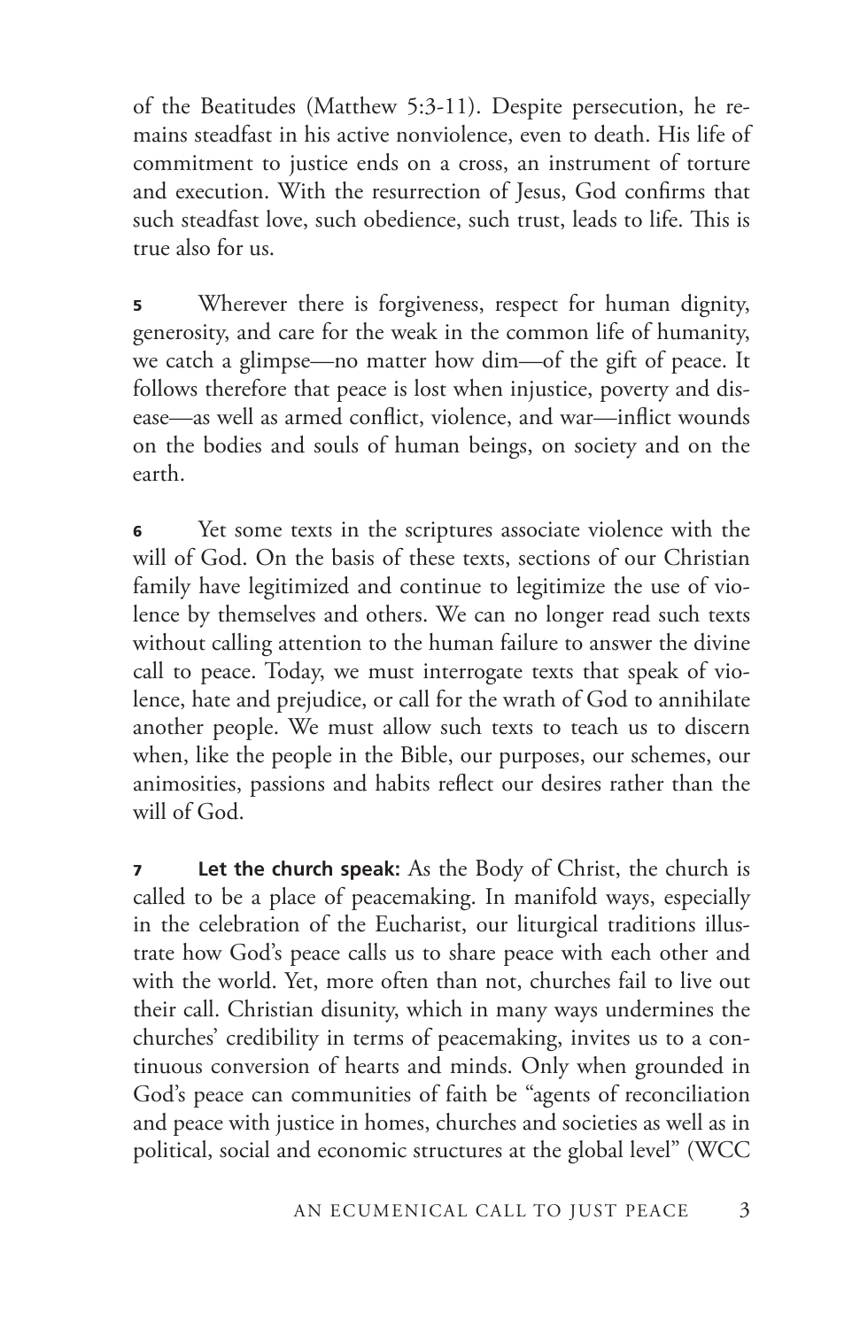of the Beatitudes (Matthew 5:3-11). Despite persecution, he remains steadfast in his active nonviolence, even to death. His life of commitment to justice ends on a cross, an instrument of torture and execution. With the resurrection of Jesus, God confirms that such steadfast love, such obedience, such trust, leads to life. This is true also for us.

**5** Wherever there is forgiveness, respect for human dignity, generosity, and care for the weak in the common life of humanity, we catch a glimpse—no matter how dim—of the gift of peace. It follows therefore that peace is lost when injustice, poverty and disease—as well as armed conflict, violence, and war—inflict wounds on the bodies and souls of human beings, on society and on the earth.

**6** Yet some texts in the scriptures associate violence with the will of God. On the basis of these texts, sections of our Christian family have legitimized and continue to legitimize the use of violence by themselves and others. We can no longer read such texts without calling attention to the human failure to answer the divine call to peace. Today, we must interrogate texts that speak of violence, hate and prejudice, or call for the wrath of God to annihilate another people. We must allow such texts to teach us to discern when, like the people in the Bible, our purposes, our schemes, our animosities, passions and habits reflect our desires rather than the will of God.

**7** **Let the church speak:** As the Body of Christ, the church is called to be a place of peacemaking. In manifold ways, especially in the celebration of the Eucharist, our liturgical traditions illustrate how God's peace calls us to share peace with each other and with the world. Yet, more often than not, churches fail to live out their call. Christian disunity, which in many ways undermines the churches' credibility in terms of peacemaking, invites us to a continuous conversion of hearts and minds. Only when grounded in God's peace can communities of faith be "agents of reconciliation and peace with justice in homes, churches and societies as well as in political, social and economic structures at the global level" (WCC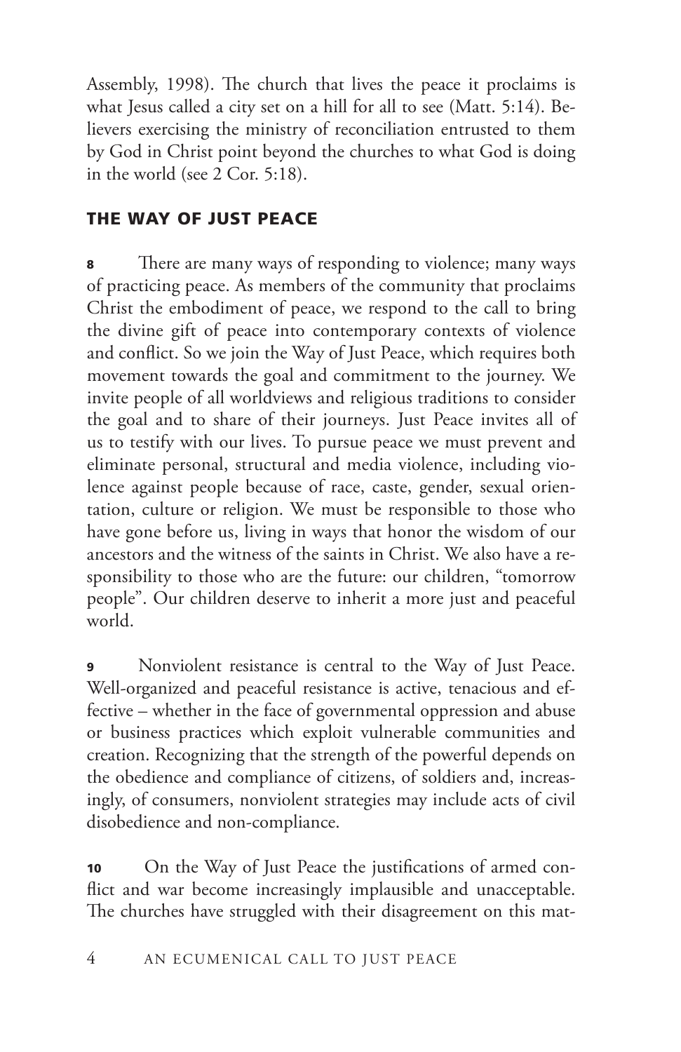Assembly, 1998). The church that lives the peace it proclaims is what Jesus called a city set on a hill for all to see (Matt. 5:14). Believers exercising the ministry of reconciliation entrusted to them by God in Christ point beyond the churches to what God is doing in the world (see 2 Cor. 5:18).

## THE WAY OF JUST PEACE

**8** There are many ways of responding to violence; many ways of practicing peace. As members of the community that proclaims Christ the embodiment of peace, we respond to the call to bring the divine gift of peace into contemporary contexts of violence and conflict. So we join the Way of Just Peace, which requires both movement towards the goal and commitment to the journey. We invite people of all worldviews and religious traditions to consider the goal and to share of their journeys. Just Peace invites all of us to testify with our lives. To pursue peace we must prevent and eliminate personal, structural and media violence, including violence against people because of race, caste, gender, sexual orientation, culture or religion. We must be responsible to those who have gone before us, living in ways that honor the wisdom of our ancestors and the witness of the saints in Christ. We also have a responsibility to those who are the future: our children, "tomorrow people". Our children deserve to inherit a more just and peaceful world.

**9** Nonviolent resistance is central to the Way of Just Peace. Well-organized and peaceful resistance is active, tenacious and effective – whether in the face of governmental oppression and abuse or business practices which exploit vulnerable communities and creation. Recognizing that the strength of the powerful depends on the obedience and compliance of citizens, of soldiers and, increasingly, of consumers, nonviolent strategies may include acts of civil disobedience and non-compliance.

**10** On the Way of Just Peace the justifications of armed conflict and war become increasingly implausible and unacceptable. The churches have struggled with their disagreement on this mat-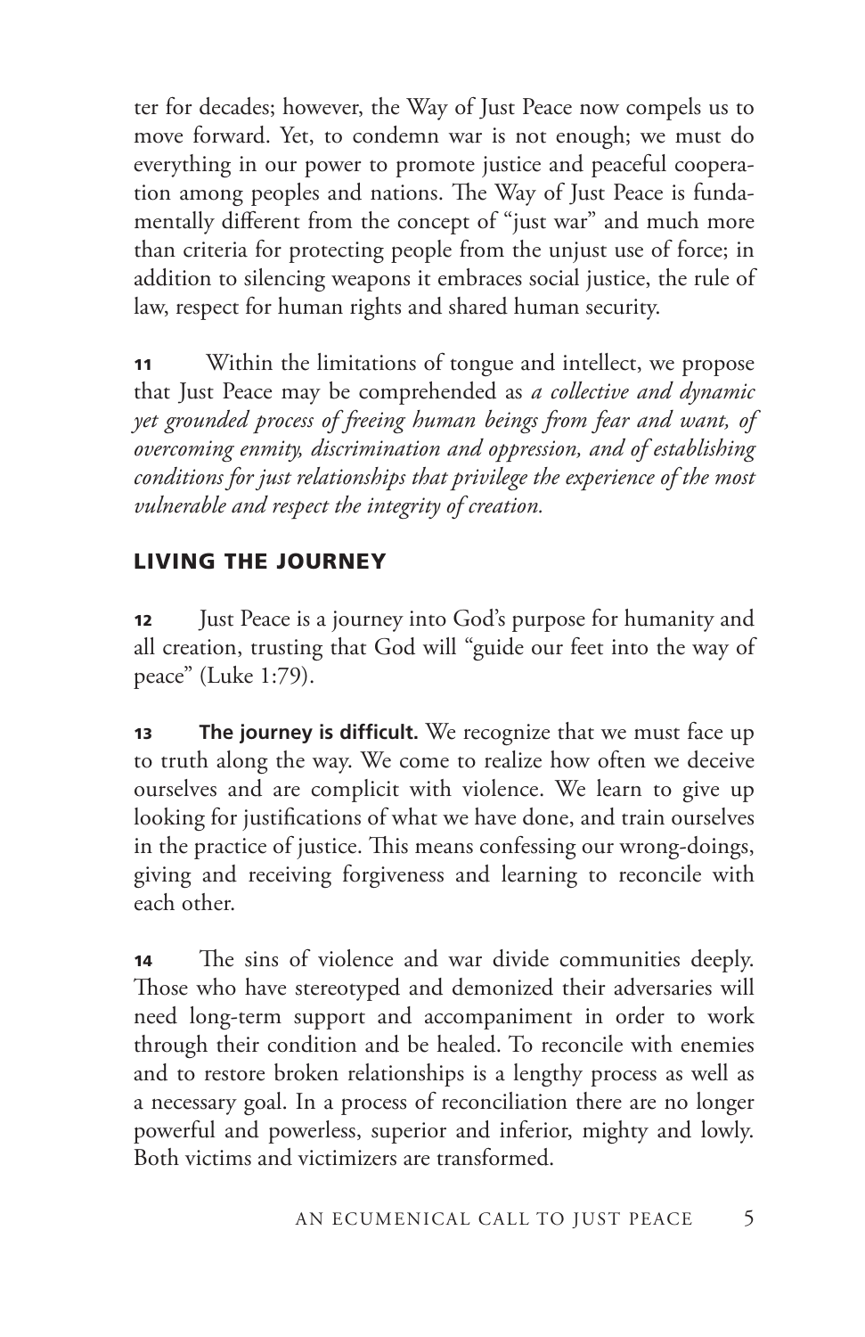ter for decades; however, the Way of Just Peace now compels us to move forward. Yet, to condemn war is not enough; we must do everything in our power to promote justice and peaceful cooperation among peoples and nations. The Way of Just Peace is fundamentally different from the concept of "just war" and much more than criteria for protecting people from the unjust use of force; in addition to silencing weapons it embraces social justice, the rule of law, respect for human rights and shared human security.

**11** Within the limitations of tongue and intellect, we propose that Just Peace may be comprehended as *a collective and dynamic yet grounded process of freeing human beings from fear and want, of overcoming enmity, discrimination and oppression, and of establishing conditions for just relationships that privilege the experience of the most vulnerable and respect the integrity of creation.*

## LIVING THE JOURNEY

**12** Just Peace is a journey into God's purpose for humanity and all creation, trusting that God will "guide our feet into the way of peace" (Luke 1:79).

**13** **The journey is difficult.** We recognize that we must face up to truth along the way. We come to realize how often we deceive ourselves and are complicit with violence. We learn to give up looking for justifications of what we have done, and train ourselves in the practice of justice. This means confessing our wrong-doings, giving and receiving forgiveness and learning to reconcile with each other.

**14** The sins of violence and war divide communities deeply. Those who have stereotyped and demonized their adversaries will need long-term support and accompaniment in order to work through their condition and be healed. To reconcile with enemies and to restore broken relationships is a lengthy process as well as a necessary goal. In a process of reconciliation there are no longer powerful and powerless, superior and inferior, mighty and lowly. Both victims and victimizers are transformed.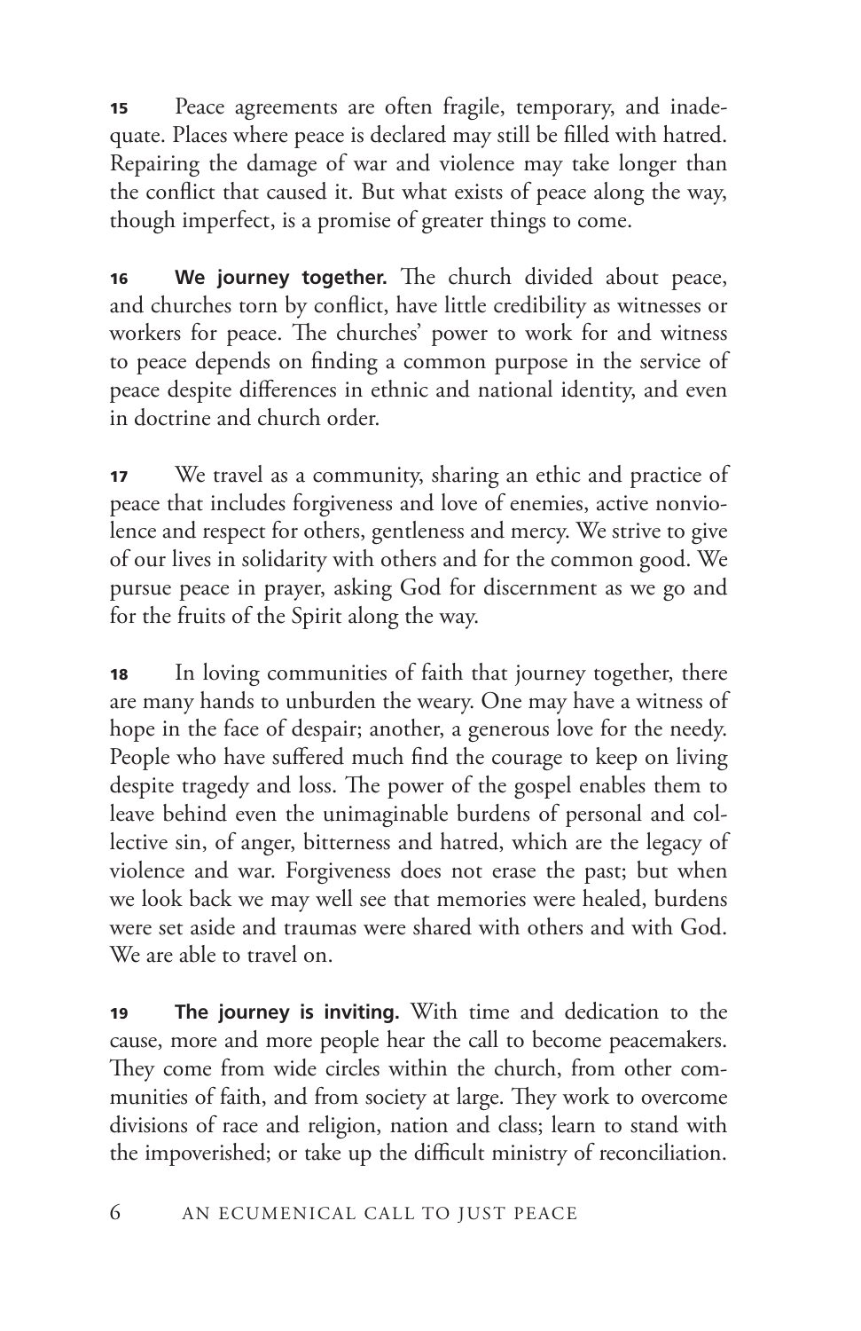**15** Peace agreements are often fragile, temporary, and inadequate. Places where peace is declared may still be filled with hatred. Repairing the damage of war and violence may take longer than the conflict that caused it. But what exists of peace along the way, though imperfect, is a promise of greater things to come.

**16** **We journey together.** The church divided about peace, and churches torn by conflict, have little credibility as witnesses or workers for peace. The churches' power to work for and witness to peace depends on finding a common purpose in the service of peace despite differences in ethnic and national identity, and even in doctrine and church order.

**17** We travel as a community, sharing an ethic and practice of peace that includes forgiveness and love of enemies, active nonviolence and respect for others, gentleness and mercy. We strive to give of our lives in solidarity with others and for the common good. We pursue peace in prayer, asking God for discernment as we go and for the fruits of the Spirit along the way.

**18** In loving communities of faith that journey together, there are many hands to unburden the weary. One may have a witness of hope in the face of despair; another, a generous love for the needy. People who have suffered much find the courage to keep on living despite tragedy and loss. The power of the gospel enables them to leave behind even the unimaginable burdens of personal and collective sin, of anger, bitterness and hatred, which are the legacy of violence and war. Forgiveness does not erase the past; but when we look back we may well see that memories were healed, burdens were set aside and traumas were shared with others and with God. We are able to travel on.

**19** **The journey is inviting.** With time and dedication to the cause, more and more people hear the call to become peacemakers. They come from wide circles within the church, from other communities of faith, and from society at large. They work to overcome divisions of race and religion, nation and class; learn to stand with the impoverished; or take up the difficult ministry of reconciliation.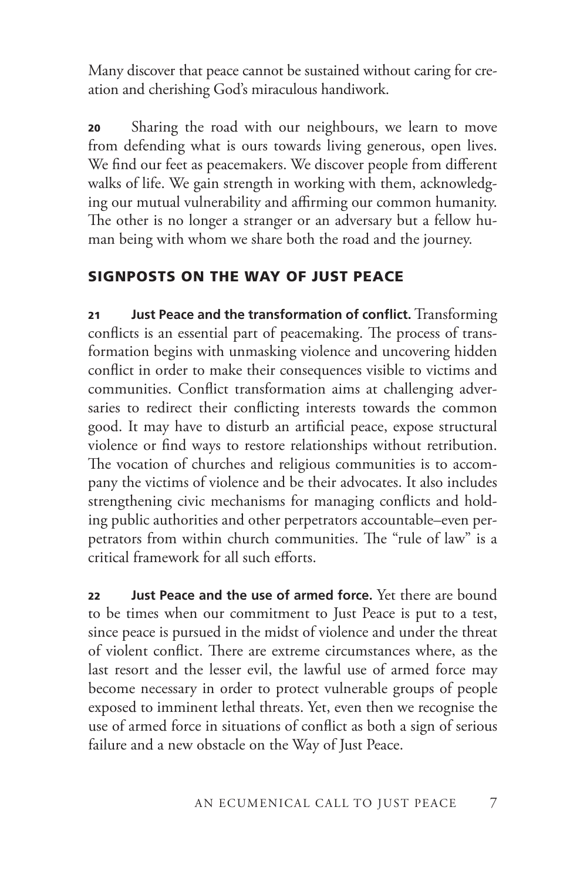Many discover that peace cannot be sustained without caring for creation and cherishing God's miraculous handiwork.

**20** Sharing the road with our neighbours, we learn to move from defending what is ours towards living generous, open lives. We find our feet as peacemakers. We discover people from different walks of life. We gain strength in working with them, acknowledging our mutual vulnerability and affirming our common humanity. The other is no longer a stranger or an adversary but a fellow human being with whom we share both the road and the journey.

## SIGNPOSTS ON THE WAY OF JUST PEACE

**21** **Just Peace and the transformation of conflict.** Transforming conflicts is an essential part of peacemaking. The process of transformation begins with unmasking violence and uncovering hidden conflict in order to make their consequences visible to victims and communities. Conflict transformation aims at challenging adversaries to redirect their conflicting interests towards the common good. It may have to disturb an artificial peace, expose structural violence or find ways to restore relationships without retribution. The vocation of churches and religious communities is to accompany the victims of violence and be their advocates. It also includes strengthening civic mechanisms for managing conflicts and holding public authorities and other perpetrators accountable–even perpetrators from within church communities. The "rule of law" is a critical framework for all such efforts.

**22** **Just Peace and the use of armed force.** Yet there are bound to be times when our commitment to Just Peace is put to a test, since peace is pursued in the midst of violence and under the threat of violent conflict. There are extreme circumstances where, as the last resort and the lesser evil, the lawful use of armed force may become necessary in order to protect vulnerable groups of people exposed to imminent lethal threats. Yet, even then we recognise the use of armed force in situations of conflict as both a sign of serious failure and a new obstacle on the Way of Just Peace.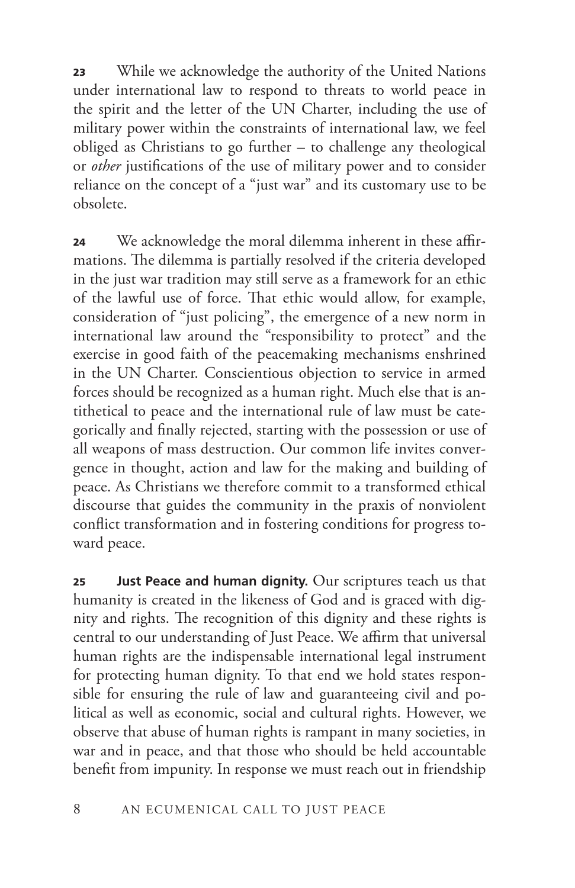**23** While we acknowledge the authority of the United Nations under international law to respond to threats to world peace in the spirit and the letter of the UN Charter, including the use of military power within the constraints of international law, we feel obliged as Christians to go further – to challenge any theological or *other* justifications of the use of military power and to consider reliance on the concept of a "just war" and its customary use to be obsolete.

**24** We acknowledge the moral dilemma inherent in these affirmations. The dilemma is partially resolved if the criteria developed in the just war tradition may still serve as a framework for an ethic of the lawful use of force. That ethic would allow, for example, consideration of "just policing", the emergence of a new norm in international law around the "responsibility to protect" and the exercise in good faith of the peacemaking mechanisms enshrined in the UN Charter. Conscientious objection to service in armed forces should be recognized as a human right. Much else that is antithetical to peace and the international rule of law must be categorically and finally rejected, starting with the possession or use of all weapons of mass destruction. Our common life invites convergence in thought, action and law for the making and building of peace. As Christians we therefore commit to a transformed ethical discourse that guides the community in the praxis of nonviolent conflict transformation and in fostering conditions for progress toward peace.

**25** **Just Peace and human dignity.** Our scriptures teach us that humanity is created in the likeness of God and is graced with dignity and rights. The recognition of this dignity and these rights is central to our understanding of Just Peace. We affirm that universal human rights are the indispensable international legal instrument for protecting human dignity. To that end we hold states responsible for ensuring the rule of law and guaranteeing civil and political as well as economic, social and cultural rights. However, we observe that abuse of human rights is rampant in many societies, in war and in peace, and that those who should be held accountable benefit from impunity. In response we must reach out in friendship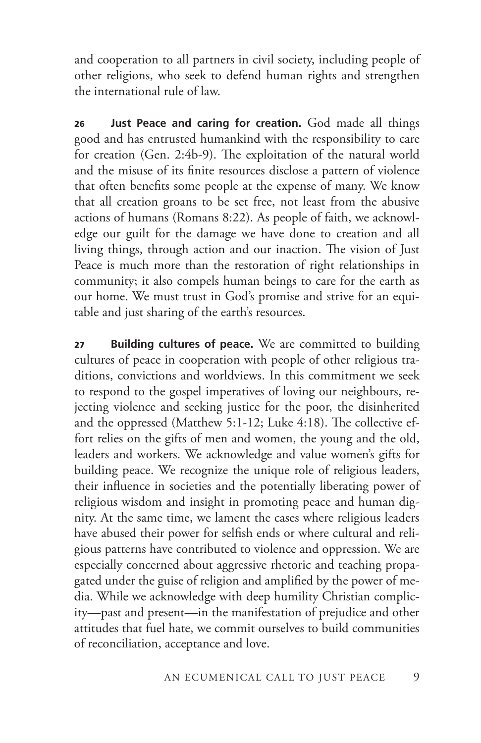and cooperation to all partners in civil society, including people of other religions, who seek to defend human rights and strengthen the international rule of law.

**26 Just Peace and caring for creation.** God made all things good and has entrusted humankind with the responsibility to care for creation (Gen. 2:4b-9). The exploitation of the natural world and the misuse of its finite resources disclose a pattern of violence that often benefits some people at the expense of many. We know that all creation groans to be set free, not least from the abusive actions of humans (Romans 8:22). As people of faith, we acknowledge our guilt for the damage we have done to creation and all living things, through action and our inaction. The vision of Just Peace is much more than the restoration of right relationships in community; it also compels human beings to care for the earth as our home. We must trust in God's promise and strive for an equitable and just sharing of the earth's resources.

**27 Building cultures of peace.** We are committed to building cultures of peace in cooperation with people of other religious traditions, convictions and worldviews. In this commitment we seek to respond to the gospel imperatives of loving our neighbours, rejecting violence and seeking justice for the poor, the disinherited and the oppressed (Matthew 5:1-12; Luke 4:18). The collective effort relies on the gifts of men and women, the young and the old, leaders and workers. We acknowledge and value women's gifts for building peace. We recognize the unique role of religious leaders, their influence in societies and the potentially liberating power of religious wisdom and insight in promoting peace and human dignity. At the same time, we lament the cases where religious leaders have abused their power for selfish ends or where cultural and religious patterns have contributed to violence and oppression. We are especially concerned about aggressive rhetoric and teaching propagated under the guise of religion and amplified by the power of media. While we acknowledge with deep humility Christian complicity—past and present—in the manifestation of prejudice and other attitudes that fuel hate, we commit ourselves to build communities of reconciliation, acceptance and love.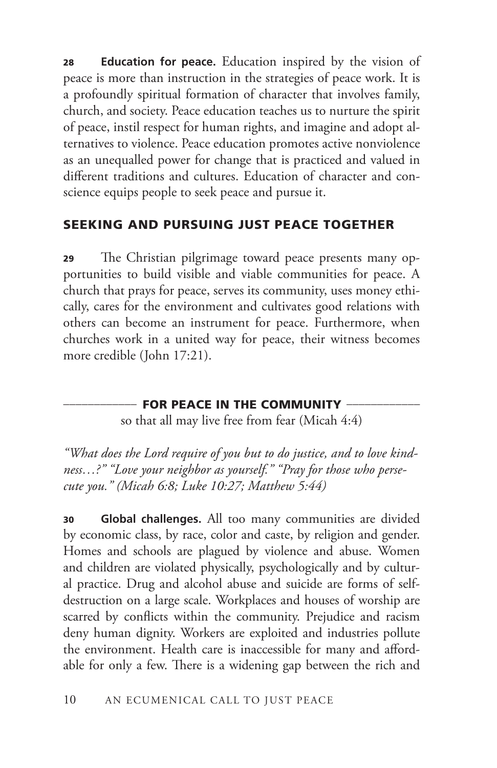**28 Education for peace.** Education inspired by the vision of peace is more than instruction in the strategies of peace work. It is a profoundly spiritual formation of character that involves family, church, and society. Peace education teaches us to nurture the spirit of peace, instil respect for human rights, and imagine and adopt alternatives to violence. Peace education promotes active nonviolence as an unequalled power for change that is practiced and valued in different traditions and cultures. Education of character and conscience equips people to seek peace and pursue it.

## SEEKING AND PURSUING JUST PEACE TOGETHER

**29** The Christian pilgrimage toward peace presents many opportunities to build visible and viable communities for peace. A church that prays for peace, serves its community, uses money ethically, cares for the environment and cultivates good relations with others can become an instrument for peace. Furthermore, when churches work in a united way for peace, their witness becomes more credible (John 17:21).

### FOR PEACE IN THE COMMUNITY

so that all may live free from fear (Micah 4:4)

*"What does the Lord require of you but to do justice, and to love kindness…?" "Love your neighbor as yourself." "Pray for those who persecute you." (Micah 6:8; Luke 10:27; Matthew 5:44)*

**30 Global challenges.** All too many communities are divided by economic class, by race, color and caste, by religion and gender. Homes and schools are plagued by violence and abuse. Women and children are violated physically, psychologically and by cultural practice. Drug and alcohol abuse and suicide are forms of self-destruction on a large scale. Workplaces and houses of worship are scarred by conflicts within the community. Prejudice and racism deny human dignity. Workers are exploited and industries pollute the environment. Health care is inaccessible for many and affordable for only a few. There is a widening gap between the rich and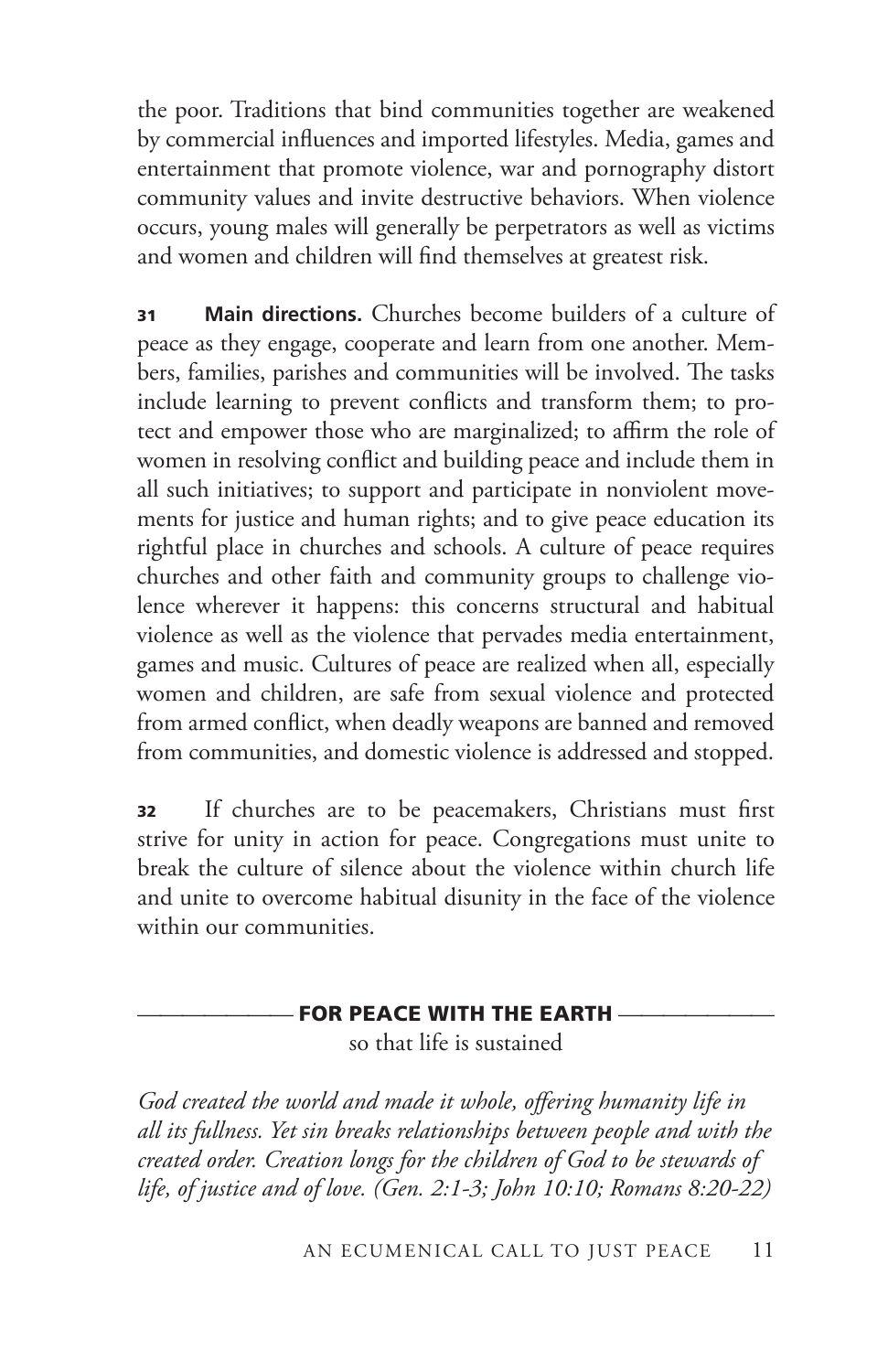the poor. Traditions that bind communities together are weakened by commercial influences and imported lifestyles. Media, games and entertainment that promote violence, war and pornography distort community values and invite destructive behaviors. When violence occurs, young males will generally be perpetrators as well as victims and women and children will find themselves at greatest risk.

**31** **Main directions.** Churches become builders of a culture of peace as they engage, cooperate and learn from one another. Members, families, parishes and communities will be involved. The tasks include learning to prevent conflicts and transform them; to protect and empower those who are marginalized; to affirm the role of women in resolving conflict and building peace and include them in all such initiatives; to support and participate in nonviolent movements for justice and human rights; and to give peace education its rightful place in churches and schools. A culture of peace requires churches and other faith and community groups to challenge violence wherever it happens: this concerns structural and habitual violence as well as the violence that pervades media entertainment, games and music. Cultures of peace are realized when all, especially women and children, are safe from sexual violence and protected from armed conflict, when deadly weapons are banned and removed from communities, and domestic violence is addressed and stopped.

**32** If churches are to be peacemakers, Christians must first strive for unity in action for peace. Congregations must unite to break the culture of silence about the violence within church life and unite to overcome habitual disunity in the face of the violence within our communities.

## FOR PEACE WITH THE EARTH

so that life is sustained

*God created the world and made it whole, offering humanity life in all its fullness. Yet sin breaks relationships between people and with the created order. Creation longs for the children of God to be stewards of life, of justice and of love. (Gen. 2:1-3; John 10:10; Romans 8:20-22)*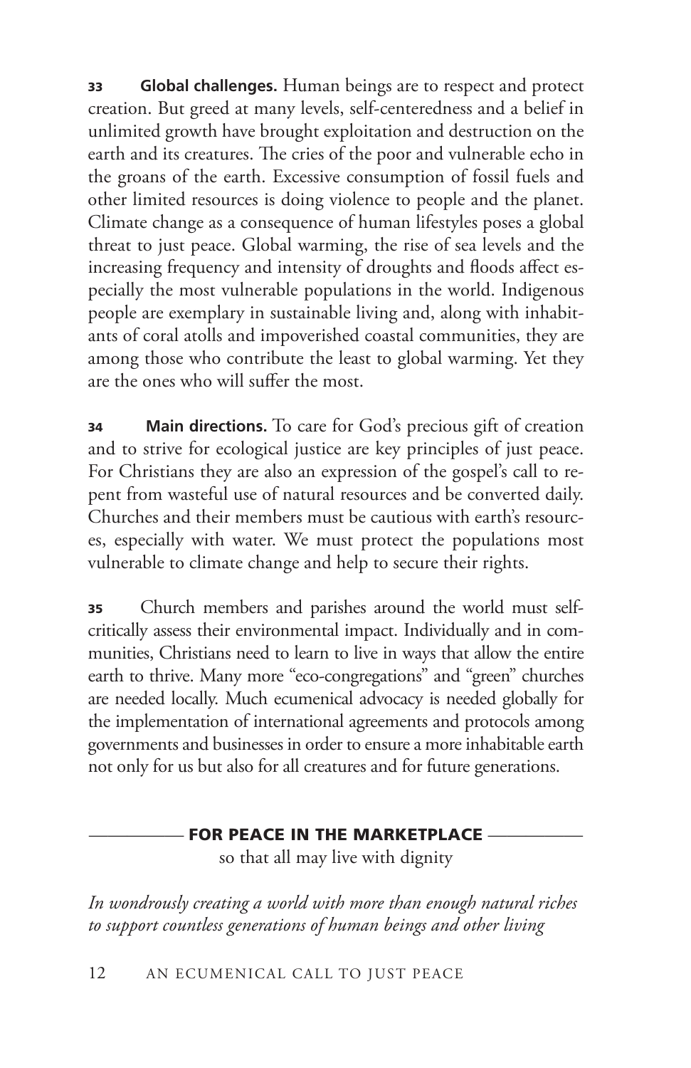**33 Global challenges.** Human beings are to respect and protect creation. But greed at many levels, self-centeredness and a belief in unlimited growth have brought exploitation and destruction on the earth and its creatures. The cries of the poor and vulnerable echo in the groans of the earth. Excessive consumption of fossil fuels and other limited resources is doing violence to people and the planet. Climate change as a consequence of human lifestyles poses a global threat to just peace. Global warming, the rise of sea levels and the increasing frequency and intensity of droughts and floods affect especially the most vulnerable populations in the world. Indigenous people are exemplary in sustainable living and, along with inhabitants of coral atolls and impoverished coastal communities, they are among those who contribute the least to global warming. Yet they are the ones who will suffer the most.

**34 Main directions.** To care for God's precious gift of creation and to strive for ecological justice are key principles of just peace. For Christians they are also an expression of the gospel's call to repent from wasteful use of natural resources and be converted daily. Churches and their members must be cautious with earth's resources, especially with water. We must protect the populations most vulnerable to climate change and help to secure their rights.

**35** Church members and parishes around the world must self-critically assess their environmental impact. Individually and in communities, Christians need to learn to live in ways that allow the entire earth to thrive. Many more "eco-congregations" and "green" churches are needed locally. Much ecumenical advocacy is needed globally for the implementation of international agreements and protocols among governments and businesses in order to ensure a more inhabitable earth not only for us but also for all creatures and for future generations.

## FOR PEACE IN THE MARKETPLACE
so that all may live with dignity

*In wondrously creating a world with more than enough natural riches to support countless generations of human beings and other living*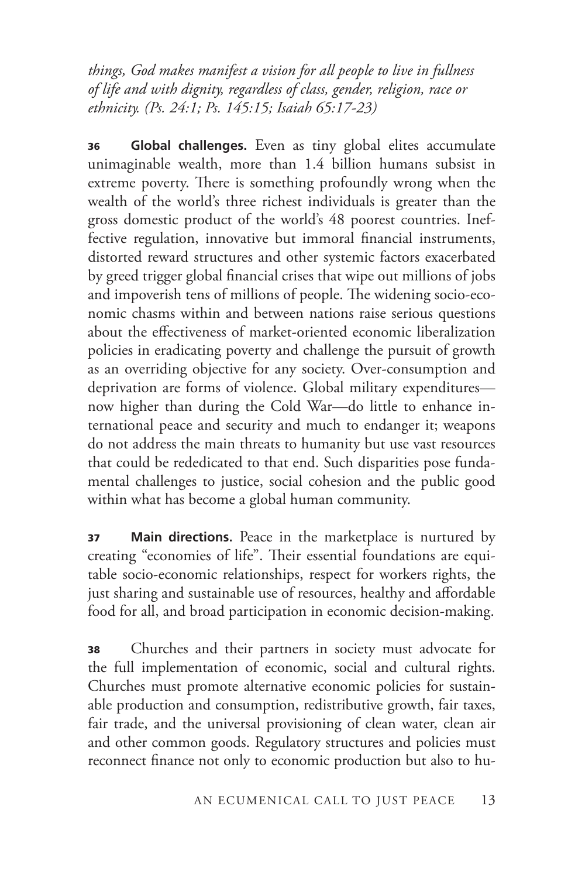*things, God makes manifest a vision for all people to live in fullness of life and with dignity, regardless of class, gender, religion, race or ethnicity. (Ps. 24:1; Ps. 145:15; Isaiah 65:17-23)*

**36** **Global challenges.** Even as tiny global elites accumulate unimaginable wealth, more than 1.4 billion humans subsist in extreme poverty. There is something profoundly wrong when the wealth of the world's three richest individuals is greater than the gross domestic product of the world's 48 poorest countries. Ineffective regulation, innovative but immoral financial instruments, distorted reward structures and other systemic factors exacerbated by greed trigger global financial crises that wipe out millions of jobs and impoverish tens of millions of people. The widening socio-economic chasms within and between nations raise serious questions about the effectiveness of market-oriented economic liberalization policies in eradicating poverty and challenge the pursuit of growth as an overriding objective for any society. Over-consumption and deprivation are forms of violence. Global military expenditures—now higher than during the Cold War—do little to enhance international peace and security and much to endanger it; weapons do not address the main threats to humanity but use vast resources that could be rededicated to that end. Such disparities pose fundamental challenges to justice, social cohesion and the public good within what has become a global human community.

**37** **Main directions.** Peace in the marketplace is nurtured by creating "economies of life". Their essential foundations are equitable socio-economic relationships, respect for workers rights, the just sharing and sustainable use of resources, healthy and affordable food for all, and broad participation in economic decision-making.

**38** Churches and their partners in society must advocate for the full implementation of economic, social and cultural rights. Churches must promote alternative economic policies for sustainable production and consumption, redistributive growth, fair taxes, fair trade, and the universal provisioning of clean water, clean air and other common goods. Regulatory structures and policies must reconnect finance not only to economic production but also to hu-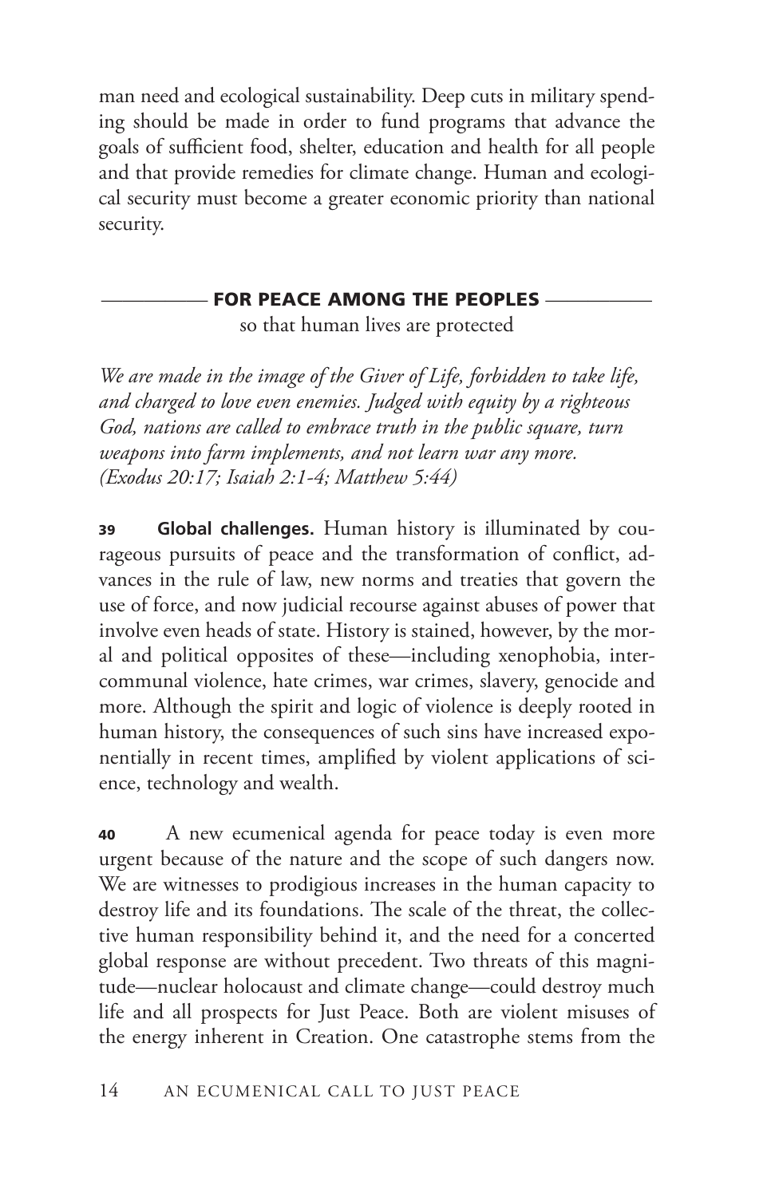man need and ecological sustainability. Deep cuts in military spending should be made in order to fund programs that advance the goals of sufficient food, shelter, education and health for all people and that provide remedies for climate change. Human and ecological security must become a greater economic priority than national security.

## FOR PEACE AMONG THE PEOPLES

so that human lives are protected

*We are made in the image of the Giver of Life, forbidden to take life, and charged to love even enemies. Judged with equity by a righteous God, nations are called to embrace truth in the public square, turn weapons into farm implements, and not learn war any more. (Exodus 20:17; Isaiah 2:1-4; Matthew 5:44)*

**39 Global challenges.** Human history is illuminated by courageous pursuits of peace and the transformation of conflict, advances in the rule of law, new norms and treaties that govern the use of force, and now judicial recourse against abuses of power that involve even heads of state. History is stained, however, by the moral and political opposites of these—including xenophobia, intercommunal violence, hate crimes, war crimes, slavery, genocide and more. Although the spirit and logic of violence is deeply rooted in human history, the consequences of such sins have increased exponentially in recent times, amplified by violent applications of science, technology and wealth.

**40** A new ecumenical agenda for peace today is even more urgent because of the nature and the scope of such dangers now. We are witnesses to prodigious increases in the human capacity to destroy life and its foundations. The scale of the threat, the collective human responsibility behind it, and the need for a concerted global response are without precedent. Two threats of this magnitude—nuclear holocaust and climate change—could destroy much life and all prospects for Just Peace. Both are violent misuses of the energy inherent in Creation. One catastrophe stems from the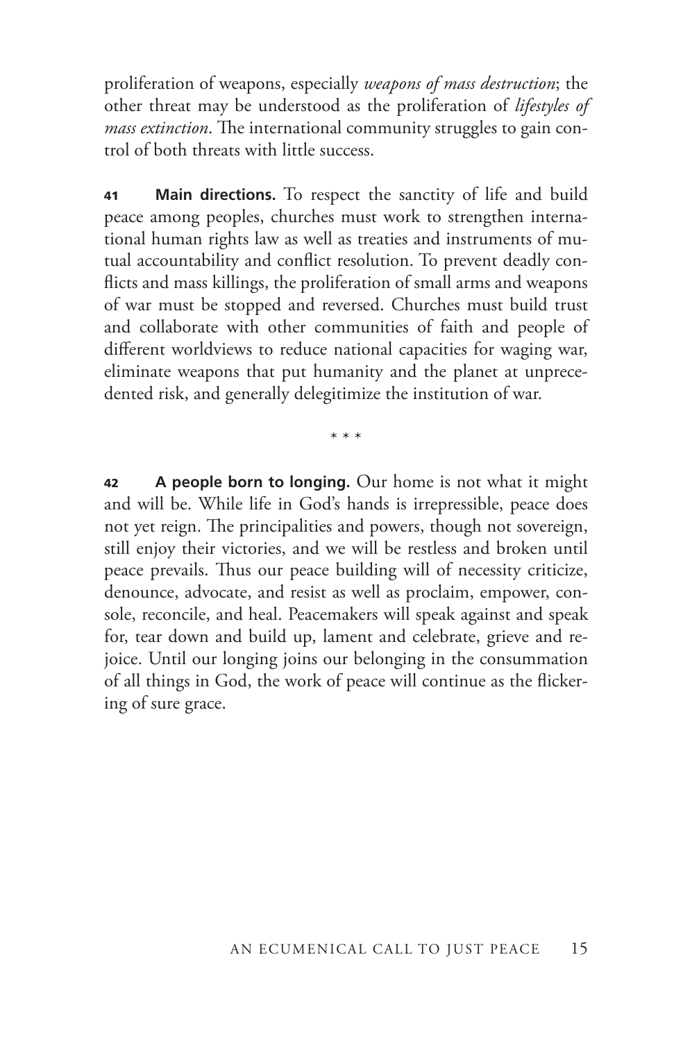proliferation of weapons, especially *weapons of mass destruction*; the other threat may be understood as the proliferation of *lifestyles of mass extinction*. The international community struggles to gain control of both threats with little success.

**41 Main directions.** To respect the sanctity of life and build peace among peoples, churches must work to strengthen international human rights law as well as treaties and instruments of mutual accountability and conflict resolution. To prevent deadly conflicts and mass killings, the proliferation of small arms and weapons of war must be stopped and reversed. Churches must build trust and collaborate with other communities of faith and people of different worldviews to reduce national capacities for waging war, eliminate weapons that put humanity and the planet at unprecedented risk, and generally delegitimize the institution of war.

\* \* \*

**42 A people born to longing.** Our home is not what it might and will be. While life in God's hands is irrepressible, peace does not yet reign. The principalities and powers, though not sovereign, still enjoy their victories, and we will be restless and broken until peace prevails. Thus our peace building will of necessity criticize, denounce, advocate, and resist as well as proclaim, empower, console, reconcile, and heal. Peacemakers will speak against and speak for, tear down and build up, lament and celebrate, grieve and rejoice. Until our longing joins our belonging in the consummation of all things in God, the work of peace will continue as the flickering of sure grace.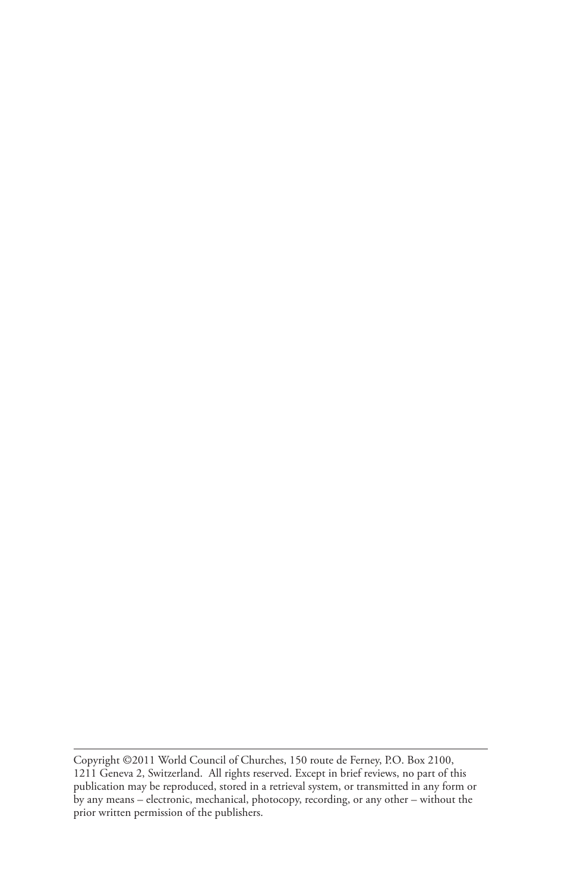---

Copyright ©2011 World Council of Churches, 150 route de Ferney, P.O. Box 2100, 1211 Geneva 2, Switzerland. All rights reserved. Except in brief reviews, no part of this publication may be reproduced, stored in a retrieval system, or transmitted in any form or by any means – electronic, mechanical, photocopy, recording, or any other – without the prior written permission of the publishers.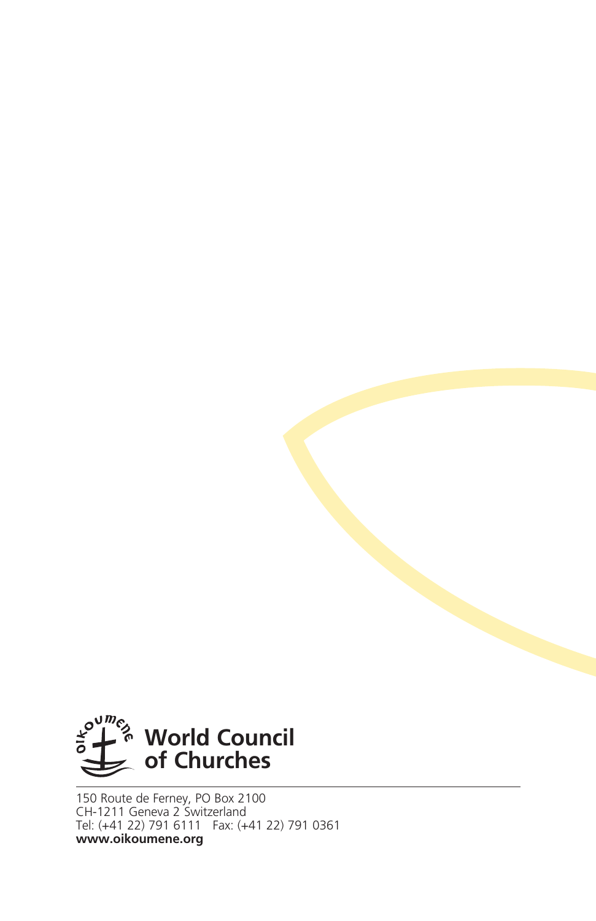oikoumene

**World Council of Churches**

150 Route de Ferney, PO Box 2100
CH-1211 Geneva 2 Switzerland
Tel: (+41 22) 791 6111 Fax: (+41 22) 791 0361
**www.oikoumene.org**